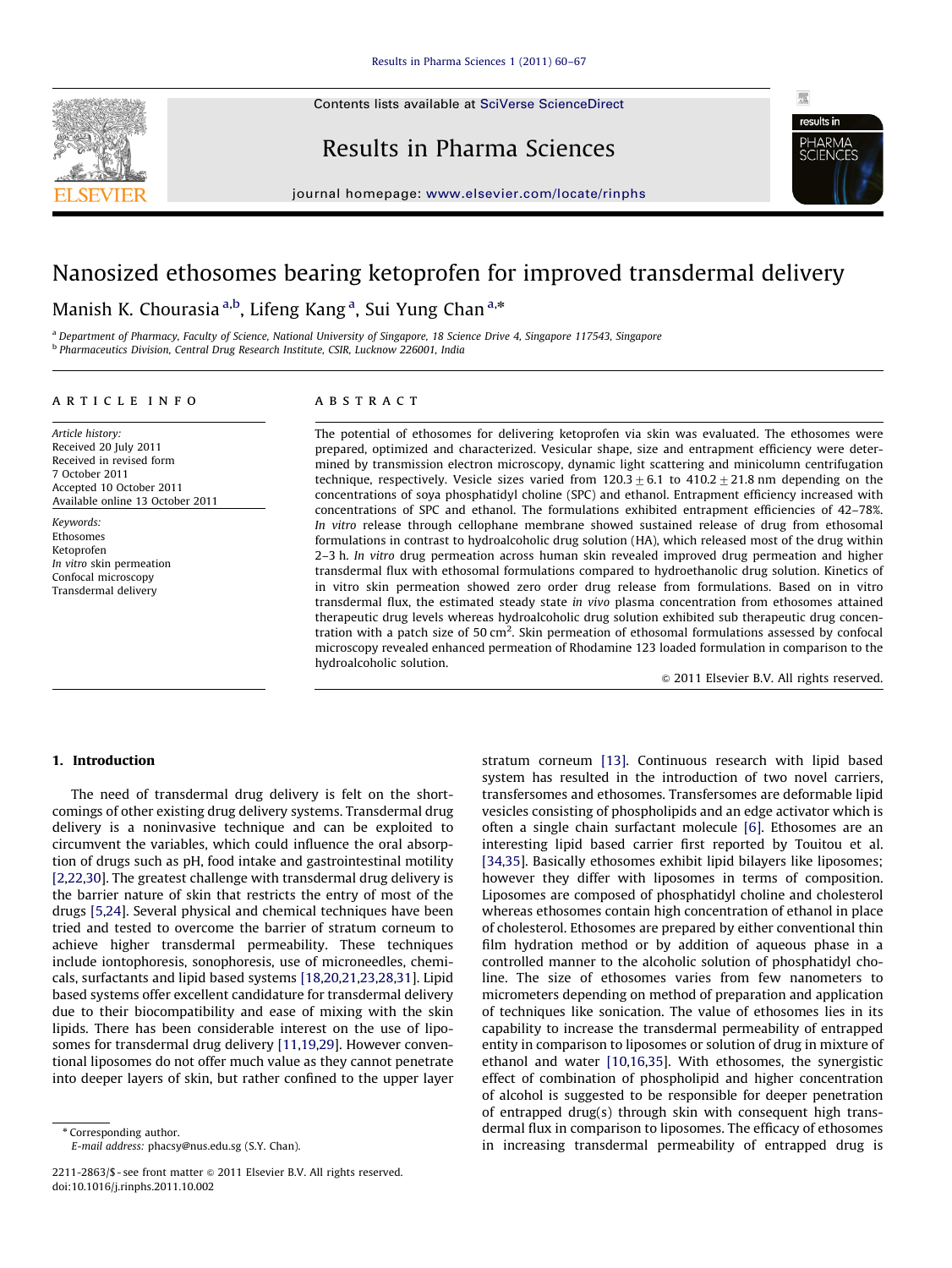# Nanosized ethosomes bearing ketoprofen for improved transdermal delivery

Manish K. Chourasia [a,b], Lifeng Kang [a], Sui Yung Chan [a,*]

[a] Department of Pharmacy, Faculty of Science, National University of Singapore, 18 Science Drive 4, Singapore 117543, Singapore
[b] Pharmaceutics Division, Central Drug Research Institute, CSIR, Lucknow 226001, India

## ARTICLE INFO

*Article history:*
Received 20 July 2011
Received in revised form
7 October 2011
Accepted 10 October 2011
Available online 13 October 2011

*Keywords:*
Ethosomes
Ketoprofen
*In vitro* skin permeation
Confocal microscopy
Transdermal delivery

## ABSTRACT

The potential of ethosomes for delivering ketoprofen via skin was evaluated. The ethosomes were prepared, optimized and characterized. Vesicular shape, size and entrapment efficiency were determined by transmission electron microscopy, dynamic light scattering and minicolumn centrifugation technique, respectively. Vesicle sizes varied from $120.3 \pm 6.1$ to $410.2 \pm 21.8$ nm depending on the concentrations of soya phosphatidyl choline (SPC) and ethanol. Entrapment efficiency increased with concentrations of SPC and ethanol. The formulations exhibited entrapment efficiencies of 42–78%. *In vitro* release through cellophane membrane showed sustained release of drug from ethosomal formulations in contrast to hydroalcoholic drug solution (HA), which released most of the drug within 2–3 h. *In vitro* drug permeation across human skin revealed improved drug permeation and higher transdermal flux with ethosomal formulations compared to hydroethanolic drug solution. Kinetics of in vitro skin permeation showed zero order drug release from formulations. Based on in vitro transdermal flux, the estimated steady state *in vivo* plasma concentration from ethosomes attained therapeutic drug levels whereas hydroalcoholic drug solution exhibited sub therapeutic drug concentration with a patch size of 50 $cm^2$. Skin permeation of ethosomal formulations assessed by confocal microscopy revealed enhanced permeation of Rhodamine 123 loaded formulation in comparison to the hydroalcoholic solution.

© 2011 Elsevier B.V. All rights reserved.

## 1. Introduction

The need of transdermal drug delivery is felt on the shortcomings of other existing drug delivery systems. Transdermal drug delivery is a noninvasive technique and can be exploited to circumvent the variables, which could influence the oral absorption of drugs such as pH, food intake and gastrointestinal motility [2,22,30]. The greatest challenge with transdermal drug delivery is the barrier nature of skin that restricts the entry of most of the drugs [5,24]. Several physical and chemical techniques have been tried and tested to overcome the barrier of stratum corneum to achieve higher transdermal permeability. These techniques include iontophoresis, sonophoresis, use of microneedles, chemicals, surfactants and lipid based systems [18,20,21,23,28,31]. Lipid based systems offer excellent candidature for transdermal delivery due to their biocompatibility and ease of mixing with the skin lipids. There has been considerable interest on the use of liposomes for transdermal drug delivery [11,19,29]. However conventional liposomes do not offer much value as they cannot penetrate into deeper layers of skin, but rather confined to the upper layer stratum corneum [13]. Continuous research with lipid based system has resulted in the introduction of two novel carriers, transfersomes and ethosomes. Transfersomes are deformable lipid vesicles consisting of phospholipids and an edge activator which is often a single chain surfactant molecule [6]. Ethosomes are an interesting lipid based carrier first reported by Touitou et al. [34,35]. Basically ethosomes exhibit lipid bilayers like liposomes; however they differ with liposomes in terms of composition. Liposomes are composed of phosphatidyl choline and cholesterol whereas ethosomes contain high concentration of ethanol in place of cholesterol. Ethosomes are prepared by either conventional thin film hydration method or by addition of aqueous phase in a controlled manner to the alcoholic solution of phosphatidyl choline. The size of ethosomes varies from few nanometers to micrometers depending on method of preparation and application of techniques like sonication. The value of ethosomes lies in its capability to increase the transdermal permeability of entrapped entity in comparison to liposomes or solution of drug in mixture of ethanol and water [10,16,35]. With ethosomes, the synergistic effect of combination of phospholipid and higher concentration of alcohol is suggested to be responsible for deeper penetration of entrapped drug(s) through skin with consequent high transdermal flux in comparison to liposomes. The efficacy of ethosomes in increasing transdermal permeability of entrapped drug is

\* Corresponding author.
E-mail address: phacsy@nus.edu.sg (S.Y. Chan).

2211-2863/$ - see front matter © 2011 Elsevier B.V. All rights reserved.
doi:10.1016/j.rinphs.2011.10.002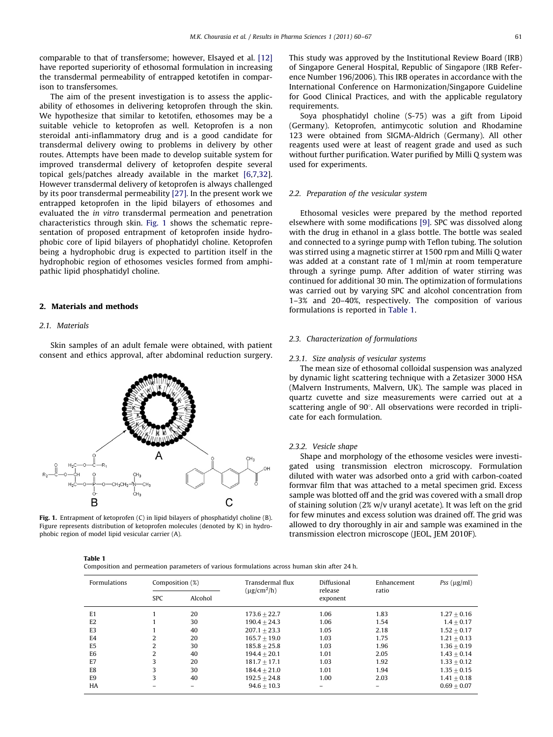comparable to that of transfersome; however, Elsayed et al. [12] have reported superiority of ethosomal formulation in increasing the transdermal permeability of entrapped ketotifen in comparison to transfersomes.

The aim of the present investigation is to assess the applicability of ethosomes in delivering ketoprofen through the skin. We hypothesize that similar to ketotifen, ethosomes may be a suitable vehicle to ketoprofen as well. Ketoprofen is a non steroidal anti-inflammatory drug and is a good candidate for transdermal delivery owing to problems in delivery by other routes. Attempts have been made to develop suitable system for improved transdermal delivery of ketoprofen despite several topical gels/patches already available in the market [6,7,32]. However transdermal delivery of ketoprofen is always challenged by its poor transdermal permeability [27]. In the present work we entrapped ketoprofen in the lipid bilayers of ethosomes and evaluated the *in vitro* transdermal permeation and penetration characteristics through skin. Fig. 1 shows the schematic representation of proposed entrapment of ketoprofen inside hydrophobic core of lipid bilayers of phophatidyl choline. Ketoprofen being a hydrophobic drug is expected to partition itself in the hydrophobic region of ethosomes vesicles formed from amphipathic lipid phosphatidyl choline.

## 2. Materials and methods

### 2.1. Materials

Skin samples of an adult female were obtained, with patient consent and ethics approval, after abdominal reduction surgery. This study was approved by the Institutional Review Board (IRB) of Singapore General Hospital, Republic of Singapore (IRB Reference Number 196/2006). This IRB operates in accordance with the International Conference on Harmonization/Singapore Guideline for Good Clinical Practices, and with the applicable regulatory requirements.

Fig. 1. Entrapment of ketoprofen (C) in lipid bilayers of phosphatidyl choline (B). Figure represents distribution of ketoprofen molecules (denoted by K) in hydrophobic region of model lipid vesicular carrier (A).

Soya phosphatidyl choline (S-75) was a gift from Lipoid (Germany). Ketoprofen, antimycotic solution and Rhodamine 123 were obtained from SIGMA-Aldrich (Germany). All other reagents used were at least of reagent grade and used as such without further purification. Water purified by Milli Q system was used for experiments.

### 2.2. Preparation of the vesicular system

Ethosomal vesicles were prepared by the method reported elsewhere with some modifications [9]. SPC was dissolved along with the drug in ethanol in a glass bottle. The bottle was sealed and connected to a syringe pump with Teflon tubing. The solution was stirred using a magnetic stirrer at 1500 rpm and Milli Q water was added at a constant rate of 1 ml/min at room temperature through a syringe pump. After addition of water stirring was continued for additional 30 min. The optimization of formulations was carried out by varying SPC and alcohol concentration from 1–3% and 20–40%, respectively. The composition of various formulations is reported in Table 1.

### 2.3. Characterization of formulations

#### 2.3.1. Size analysis of vesicular systems

The mean size of ethosomal colloidal suspension was analyzed by dynamic light scattering technique with a Zetasizer 3000 HSA (Malvern Instruments, Malvern, UK). The sample was placed in quartz cuvette and size measurements were carried out at a scattering angle of 90°. All observations were recorded in triplicate for each formulation.

#### 2.3.2. Vesicle shape

Shape and morphology of the ethosome vesicles were investigated using transmission electron microscopy. Formulation diluted with water was adsorbed onto a grid with carbon-coated formvar film that was attached to a metal specimen grid. Excess sample was blotted off and the grid was covered with a small drop of staining solution (2% w/v uranyl acetate). It was left on the grid for few minutes and excess solution was drained off. The grid was allowed to dry thoroughly in air and sample was examined in the transmission electron microscope (JEOL, JEM 2010F).

**Table 1**
Composition and permeation parameters of various formulations across human skin after 24 h.

| Formulations | Composition (%) | | Transdermal flux ($\mu g/cm^2/h$) | Diffusional release exponent | Enhancement ratio | *Pss* ($\mu g/ml$) |
|---|---|---|---|---|---|---|
| | SPC | Alcohol | | | | |
| E1 | 1 | 20 | 173.6 ± 22.7 | 1.06 | 1.83 | 1.27 ± 0.16 |
| E2 | 1 | 30 | 190.4 ± 24.3 | 1.06 | 1.54 | 1.4 ± 0.17 |
| E3 | 1 | 40 | 207.1 ± 23.3 | 1.05 | 2.18 | 1.52 ± 0.17 |
| E4 | 2 | 20 | 165.7 ± 19.0 | 1.03 | 1.75 | 1.21 ± 0.13 |
| E5 | 2 | 30 | 185.8 ± 25.8 | 1.03 | 1.96 | 1.36 ± 0.19 |
| E6 | 2 | 40 | 194.4 ± 20.1 | 1.01 | 2.05 | 1.43 ± 0.14 |
| E7 | 3 | 20 | 181.7 ± 17.1 | 1.03 | 1.92 | 1.33 ± 0.12 |
| E8 | 3 | 30 | 184.4 ± 21.0 | 1.01 | 1.94 | 1.35 ± 0.15 |
| E9 | 3 | 40 | 192.5 ± 24.8 | 1.00 | 2.03 | 1.41 ± 0.18 |
| HA | – | – | 94.6 ± 10.3 | – | – | 0.69 ± 0.07 |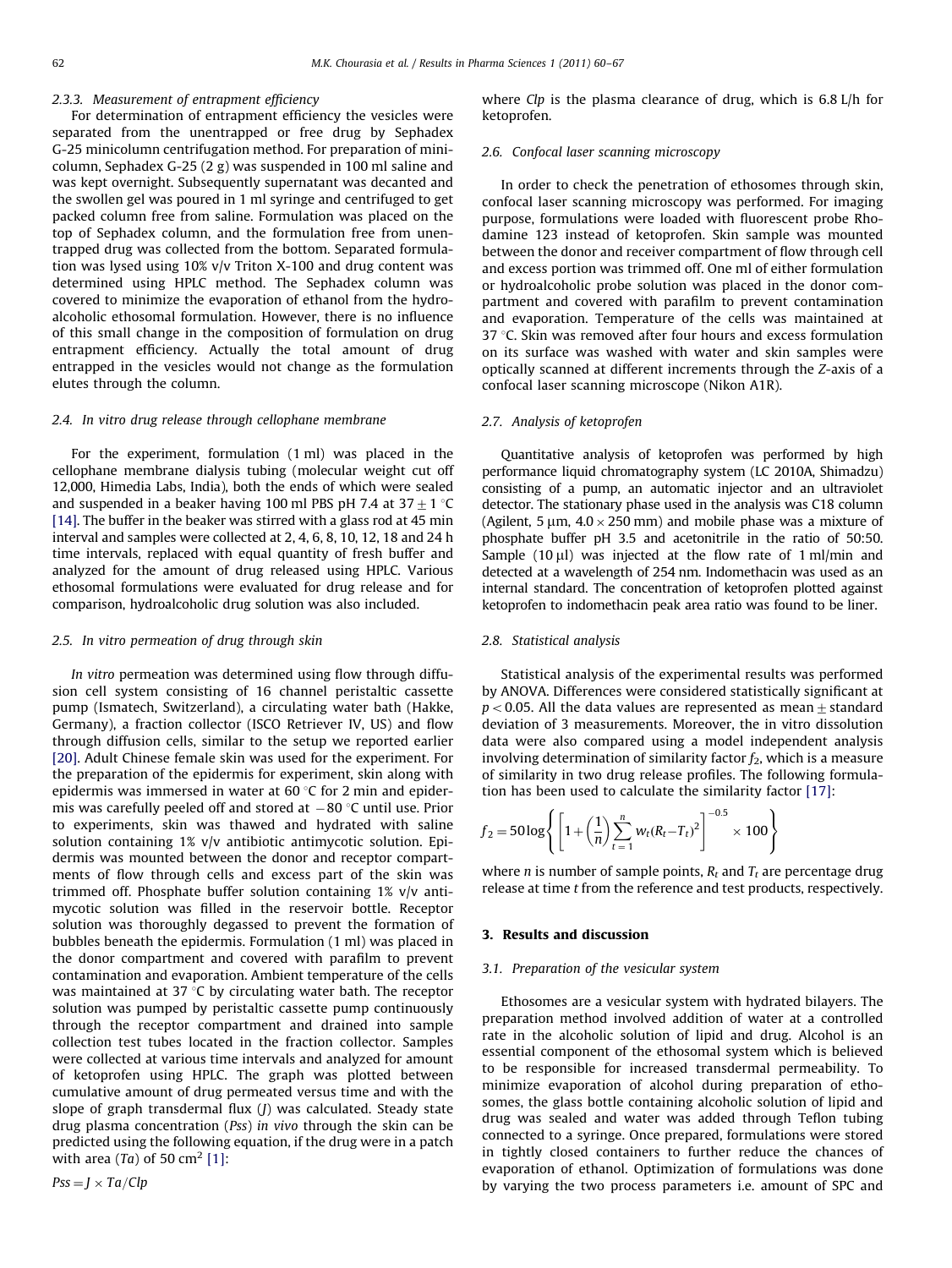#### 2.3.3. Measurement of entrapment efficiency

For determination of entrapment efficiency the vesicles were separated from the unentrapped or free drug by Sephadex G-25 minicolumn centrifugation method. For preparation of minicolumn, Sephadex G-25 (2 g) was suspended in 100 ml saline and was kept overnight. Subsequently supernatant was decanted and the swollen gel was poured in 1 ml syringe and centrifuged to get packed column free from saline. Formulation was placed on the top of Sephadex column, and the formulation free from unentrapped drug was collected from the bottom. Separated formulation was lysed using 10% v/v Triton X-100 and drug content was determined using HPLC method. The Sephadex column was covered to minimize the evaporation of ethanol from the hydroalcoholic ethosomal formulation. However, there is no influence of this small change in the composition of formulation on drug entrapment efficiency. Actually the total amount of drug entrapped in the vesicles would not change as the formulation elutes through the column.

### 2.4. In vitro drug release through cellophane membrane

For the experiment, formulation (1 ml) was placed in the cellophane membrane dialysis tubing (molecular weight cut off 12,000, Himedia Labs, India), both the ends of which were sealed and suspended in a beaker having 100 ml PBS pH 7.4 at $37 \pm 1$ °C [14]. The buffer in the beaker was stirred with a glass rod at 45 min interval and samples were collected at 2, 4, 6, 8, 10, 12, 18 and 24 h time intervals, replaced with equal quantity of fresh buffer and analyzed for the amount of drug released using HPLC. Various ethosomal formulations were evaluated for drug release and for comparison, hydroalcoholic drug solution was also included.

### 2.5. In vitro permeation of drug through skin

*In vitro* permeation was determined using flow through diffusion cell system consisting of 16 channel peristaltic cassette pump (Ismatech, Switzerland), a circulating water bath (Hakke, Germany), a fraction collector (ISCO Retriever IV, US) and flow through diffusion cells, similar to the setup we reported earlier [20]. Adult Chinese female skin was used for the experiment. For the preparation of the epidermis for experiment, skin along with epidermis was immersed in water at 60 °C for 2 min and epidermis was carefully peeled off and stored at −80 °C until use. Prior to experiments, skin was thawed and hydrated with saline solution containing 1% v/v antibiotic antimycotic solution. Epidermis was mounted between the donor and receptor compartments of flow through cells and excess part of the skin was trimmed off. Phosphate buffer solution containing 1% v/v antimycotic solution was filled in the reservoir bottle. Receptor solution was thoroughly degassed to prevent the formation of bubbles beneath the epidermis. Formulation (1 ml) was placed in the donor compartment and covered with parafilm to prevent contamination and evaporation. Ambient temperature of the cells was maintained at 37 °C by circulating water bath. The receptor solution was pumped by peristaltic cassette pump continuously through the receptor compartment and drained into sample collection test tubes located in the fraction collector. Samples were collected at various time intervals and analyzed for amount of ketoprofen using HPLC. The graph was plotted between cumulative amount of drug permeated versus time and with the slope of graph transdermal flux ($J$) was calculated. Steady state drug plasma concentration ($Pss$) *in vivo* through the skin can be predicted using the following equation, if the drug were in a patch with area ($Ta$) of 50 cm$^2$ [1]:

$$Pss = J \times Ta/Clp$$

where $Clp$ is the plasma clearance of drug, which is 6.8 L/h for ketoprofen.

### 2.6. Confocal laser scanning microscopy

In order to check the penetration of ethosomes through skin, confocal laser scanning microscopy was performed. For imaging purpose, formulations were loaded with fluorescent probe Rhodamine 123 instead of ketoprofen. Skin sample was mounted between the donor and receiver compartment of flow through cell and excess portion was trimmed off. One ml of either formulation or hydroalcoholic probe solution was placed in the donor compartment and covered with parafilm to prevent contamination and evaporation. Temperature of the cells was maintained at 37 °C. Skin was removed after four hours and excess formulation on its surface was washed with water and skin samples were optically scanned at different increments through the Z-axis of a confocal laser scanning microscope (Nikon A1R).

### 2.7. Analysis of ketoprofen

Quantitative analysis of ketoprofen was performed by high performance liquid chromatography system (LC 2010A, Shimadzu) consisting of a pump, an automatic injector and an ultraviolet detector. The stationary phase used in the analysis was C18 column (Agilent, 5 μm, 4.0 × 250 mm) and mobile phase was a mixture of phosphate buffer pH 3.5 and acetonitrile in the ratio of 50:50. Sample (10 μl) was injected at the flow rate of 1 ml/min and detected at a wavelength of 254 nm. Indomethacin was used as an internal standard. The concentration of ketoprofen plotted against ketoprofen to indomethacin peak area ratio was found to be liner.

### 2.8. Statistical analysis

Statistical analysis of the experimental results was performed by ANOVA. Differences were considered statistically significant at $p < 0.05$. All the data values are represented as mean ± standard deviation of 3 measurements. Moreover, the in vitro dissolution data were also compared using a model independent analysis involving determination of similarity factor $f_2$, which is a measure of similarity in two drug release profiles. The following formulation has been used to calculate the similarity factor [17]:

$$f_2 = 50 \log \left\{ \left[ 1 + \left( \frac{1}{n} \right) \sum_{t=1}^{n} w_t (R_t - T_t)^2 \right]^{-0.5} \times 100 \right\}$$

where $n$ is number of sample points, $R_t$ and $T_t$ are percentage drug release at time $t$ from the reference and test products, respectively.

## 3. Results and discussion

### 3.1. Preparation of the vesicular system

Ethosomes are a vesicular system with hydrated bilayers. The preparation method involved addition of water at a controlled rate in the alcoholic solution of lipid and drug. Alcohol is an essential component of the ethosomal system which is believed to be responsible for increased transdermal permeability. To minimize evaporation of alcohol during preparation of ethosomes, the glass bottle containing alcoholic solution of lipid and drug was sealed and water was added through Teflon tubing connected to a syringe. Once prepared, formulations were stored in tightly closed containers to further reduce the chances of evaporation of ethanol. Optimization of formulations was done by varying the two process parameters i.e. amount of SPC and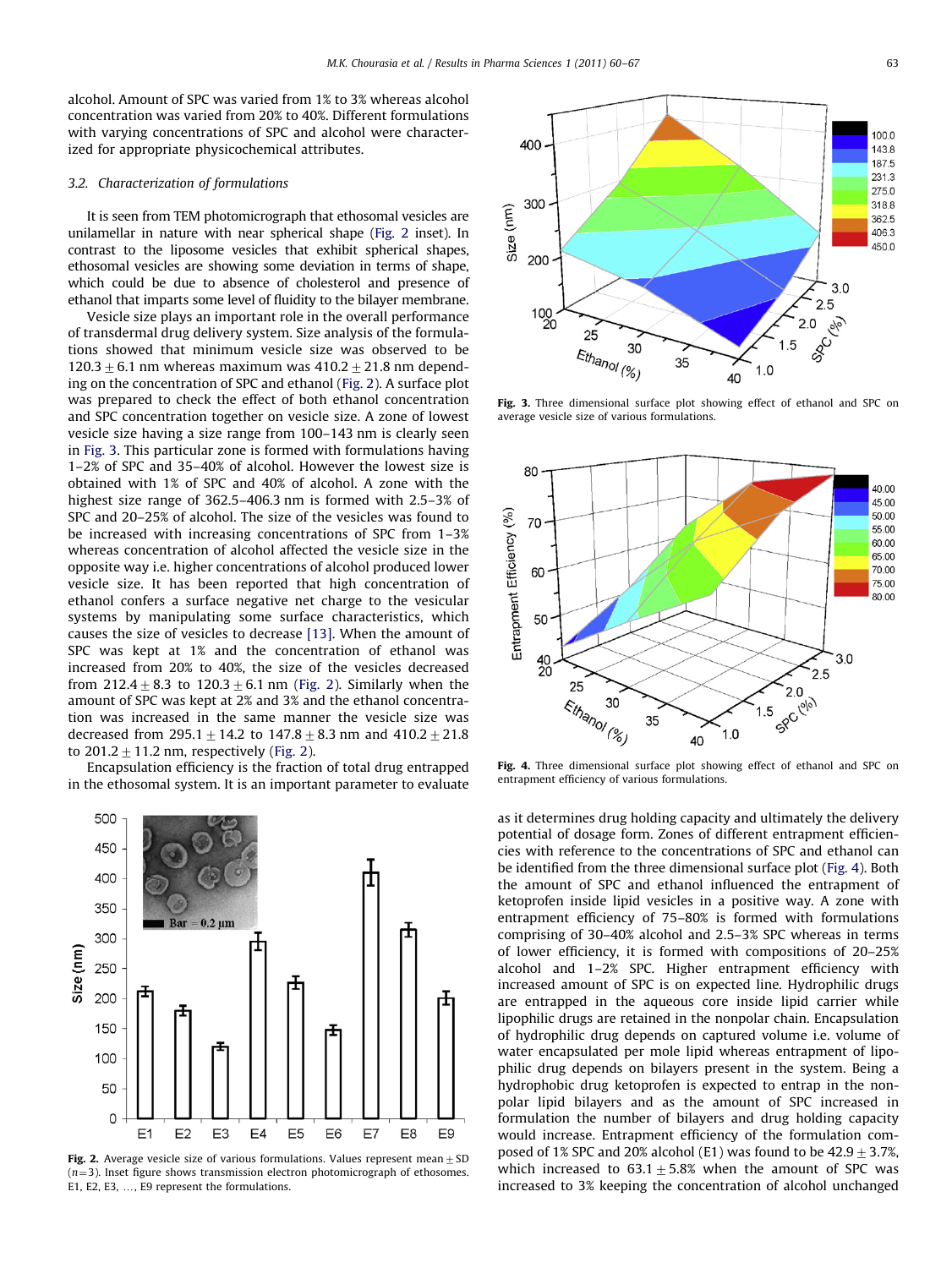alcohol. Amount of SPC was varied from 1% to 3% whereas alcohol concentration was varied from 20% to 40%. Different formulations with varying concentrations of SPC and alcohol were characterized for appropriate physicochemical attributes.

### *3.2. Characterization of formulations*

It is seen from TEM photomicrograph that ethosomal vesicles are unilamellar in nature with near spherical shape (Fig. 2 inset). In contrast to the liposome vesicles that exhibit spherical shapes, ethosomal vesicles are showing some deviation in terms of shape, which could be due to absence of cholesterol and presence of ethanol that imparts some level of fluidity to the bilayer membrane.

Vesicle size plays an important role in the overall performance of transdermal drug delivery system. Size analysis of the formulations showed that minimum vesicle size was observed to be $120.3 \pm 6.1$ nm whereas maximum was $410.2 \pm 21.8$ nm depending on the concentration of SPC and ethanol (Fig. 2). A surface plot was prepared to check the effect of both ethanol concentration and SPC concentration together on vesicle size. A zone of lowest vesicle size having a size range from 100–143 nm is clearly seen in Fig. 3. This particular zone is formed with formulations having 1–2% of SPC and 35–40% of alcohol. However the lowest size is obtained with 1% of SPC and 40% of alcohol. A zone with the highest size range of 362.5–406.3 nm is formed with 2.5–3% of SPC and 20–25% of alcohol. The size of the vesicles was found to be increased with increasing concentrations of SPC from 1–3% whereas concentration of alcohol affected the vesicle size in the opposite way i.e. higher concentrations of alcohol produced lower vesicle size. It has been reported that high concentration of ethanol confers a surface negative net charge to the vesicular systems by manipulating some surface characteristics, which causes the size of vesicles to decrease [13]. When the amount of SPC was kept at 1% and the concentration of ethanol was increased from 20% to 40%, the size of the vesicles decreased from $212.4 \pm 8.3$ to $120.3 \pm 6.1$ nm (Fig. 2). Similarly when the amount of SPC was kept at 2% and 3% and the ethanol concentration was increased in the same manner the vesicle size was decreased from $295.1 \pm 14.2$ to $147.8 \pm 8.3$ nm and $410.2 \pm 21.8$ to $201.2 \pm 11.2$ nm, respectively (Fig. 2).

Encapsulation efficiency is the fraction of total drug entrapped in the ethosomal system. It is an important parameter to evaluate as it determines drug holding capacity and ultimately the delivery potential of dosage form. Zones of different entrapment efficiencies with reference to the concentrations of SPC and ethanol can be identified from the three dimensional surface plot (Fig. 4). Both the amount of SPC and ethanol influenced the entrapment of ketoprofen inside lipid vesicles in a positive way. A zone with entrapment efficiency of 75–80% is formed with formulations comprising of 30–40% alcohol and 2.5–3% SPC whereas in terms of lower efficiency, it is formed with compositions of 20–25% alcohol and 1–2% SPC. Higher entrapment efficiency with increased amount of SPC is on expected line. Hydrophilic drugs are entrapped in the aqueous core inside lipid carrier while lipophilic drugs are retained in the nonpolar chain. Encapsulation of hydrophilic drug depends on captured volume i.e. volume of water encapsulated per mole lipid whereas entrapment of lipophilic drug depends on bilayers present in the system. Being a hydrophobic drug ketoprofen is expected to entrap in the nonpolar lipid bilayers and as the amount of SPC increased in formulation the number of bilayers and drug holding capacity would increase. Entrapment efficiency of the formulation composed of 1% SPC and 20% alcohol (E1) was found to be $42.9 \pm 3.7$%, which increased to $63.1 \pm 5.8$% when the amount of SPC was increased to 3% keeping the concentration of alcohol unchanged

**Fig. 2.** Average vesicle size of various formulations. Values represent mean ± SD ($n$=3). Inset figure shows transmission electron photomicrograph of ethosomes. E1, E2, E3, …, E9 represent the formulations.

**Fig. 3.** Three dimensional surface plot showing effect of ethanol and SPC on average vesicle size of various formulations.

**Fig. 4.** Three dimensional surface plot showing effect of ethanol and SPC on entrapment efficiency of various formulations.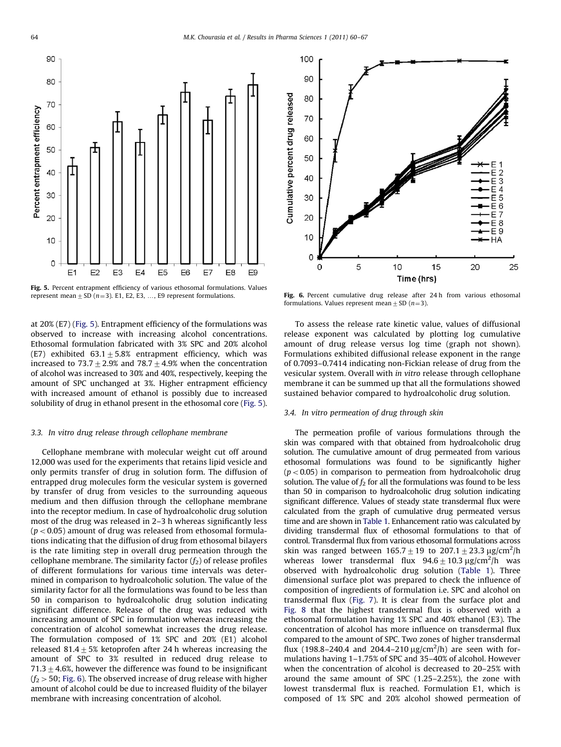Fig. 5. Percent entrapment efficiency of various ethosomal formulations. Values represent mean ± SD ($n=3$). E1, E2, E3, …, E9 represent formulations.

at 20% (E7) (Fig. 5). Entrapment efficiency of the formulations was observed to increase with increasing alcohol concentrations. Ethosomal formulation fabricated with 3% SPC and 20% alcohol (E7) exhibited 63.1 ± 5.8% entrapment efficiency, which was increased to 73.7 ± 2.9% and 78.7 ± 4.9% when the concentration of alcohol was increased to 30% and 40%, respectively, keeping the amount of SPC unchanged at 3%. Higher entrapment efficiency with increased amount of ethanol is possibly due to increased solubility of drug in ethanol present in the ethosomal core (Fig. 5).

### 3.3. In vitro drug release through cellophane membrane

Cellophane membrane with molecular weight cut off around 12,000 was used for the experiments that retains lipid vesicle and only permits transfer of drug in solution form. The diffusion of entrapped drug molecules form the vesicular system is governed by transfer of drug from vesicles to the surrounding aqueous medium and then diffusion through the cellophane membrane into the receptor medium. In case of hydroalcoholic drug solution most of the drug was released in 2–3 h whereas significantly less ($p<0.05$) amount of drug was released from ethosomal formulations indicating that the diffusion of drug from ethosomal bilayers is the rate limiting step in overall drug permeation through the cellophane membrane. The similarity factor ($f_2$) of release profiles of different formulations for various time intervals was determined in comparison to hydroalcoholic solution. The value of the similarity factor for all the formulations was found to be less than 50 in comparison to hydroalcoholic drug solution indicating significant difference. Release of the drug was reduced with increasing amount of SPC in formulation whereas increasing the concentration of alcohol somewhat increases the drug release. The formulation composed of 1% SPC and 20% (E1) alcohol released 81.4 ± 5% ketoprofen after 24 h whereas increasing the amount of SPC to 3% resulted in reduced drug release to 71.3 ± 4.6%, however the difference was found to be insignificant ($f_2>50$; Fig. 6). The observed increase of drug release with higher amount of alcohol could be due to increased fluidity of the bilayer membrane with increasing concentration of alcohol.

Fig. 6. Percent cumulative drug release after 24 h from various ethosomal formulations. Values represent mean ± SD ($n=3$).

To assess the release rate kinetic value, values of diffusional release exponent was calculated by plotting log cumulative amount of drug release versus log time (graph not shown). Formulations exhibited diffusional release exponent in the range of 0.7093–0.7414 indicating non-Fickian release of drug from the vesicular system. Overall with *in vitro* release through cellophane membrane it can be summed up that all the formulations showed sustained behavior compared to hydroalcoholic drug solution.

### 3.4. In vitro permeation of drug through skin

The permeation profile of various formulations through the skin was compared with that obtained from hydroalcoholic drug solution. The cumulative amount of drug permeated from various ethosomal formulations was found to be significantly higher ($p<0.05$) in comparison to permeation from hydroalcoholic drug solution. The value of $f_2$ for all the formulations was found to be less than 50 in comparison to hydroalcoholic drug solution indicating significant difference. Values of steady state transdermal flux were calculated from the graph of cumulative drug permeated versus time and are shown in Table 1. Enhancement ratio was calculated by dividing transdermal flux of ethosomal formulations to that of control. Transdermal flux from various ethosomal formulations across skin was ranged between 165.7 ± 19 to 207.1 ± 23.3 μg/cm$^2$/h whereas lower transdermal flux 94.6 ± 10.3 μg/cm$^2$/h was observed with hydroalcoholic drug solution (Table 1). Three dimensional surface plot was prepared to check the influence of composition of ingredients of formulation i.e. SPC and alcohol on transdermal flux (Fig. 7). It is clear from the surface plot and Fig. 8 that the highest transdermal flux is observed with a ethosomal formulation having 1% SPC and 40% ethanol (E3). The concentration of alcohol has more influence on transdermal flux compared to the amount of SPC. Two zones of higher transdermal flux (198.8–240.4 and 204.4–210 μg/cm$^2$/h) are seen with formulations having 1–1.75% of SPC and 35–40% of alcohol. However when the concentration of alcohol is decreased to 20–25% with around the same amount of SPC (1.25–2.25%), the zone with lowest transdermal flux is reached. Formulation E1, which is composed of 1% SPC and 20% alcohol showed permeation of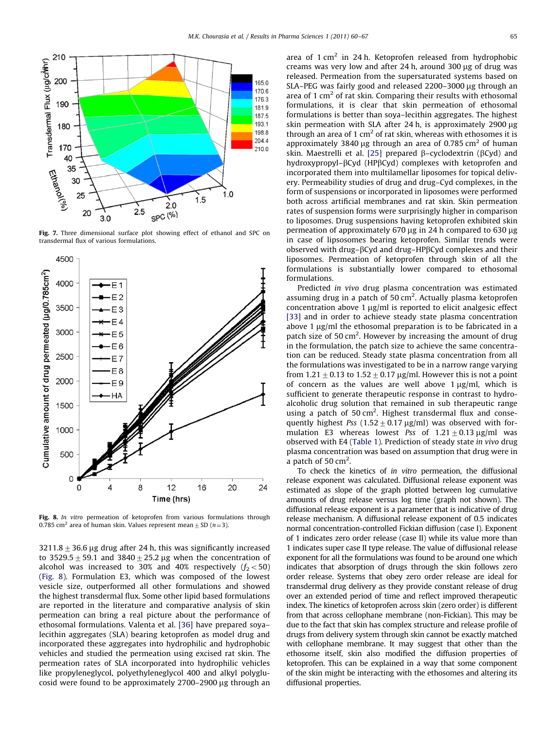Fig. 7. Three dimensional surface plot showing effect of ethanol and SPC on transdermal flux of various formulations.

Fig. 8. *In vitro* permeation of ketoprofen from various formulations through 0.785 cm$^2$ area of human skin. Values represent mean ± SD ($n$=3).

3211.8 ± 36.6 μg drug after 24 h, this was significantly increased to 3529.5 ± 59.1 and 3840 ± 25.2 μg when the concentration of alcohol was increased to 30% and 40% respectively ($f_2 < 50$) (Fig. 8). Formulation E3, which was composed of the lowest vesicle size, outperformed all other formulations and showed the highest transdermal flux. Some other lipid based formulations are reported in the literature and comparative analysis of skin permeation can bring a real picture about the performance of ethosomal formulations. Valenta et al. [36] have prepared soya–lecithin aggregates (SLA) bearing ketoprofen as model drug and incorporated these aggregates into hydrophilic and hydrophobic vehicles and studied the permeation using excised rat skin. The permeation rates of SLA incorporated into hydrophilic vehicles like propyleneglycol, polyethyleneglycol 400 and alkyl polyglucosid were found to be approximately 2700–2900 μg through an area of 1 cm$^2$ in 24 h. Ketoprofen released from hydrophobic creams was very low and after 24 h, around 300 μg of drug was released. Permeation from the supersaturated systems based on SLA–PEG was fairly good and released 2200–3000 μg through an area of 1 cm$^2$ of rat skin. Comparing their results with ethosomal formulations, it is clear that skin permeation of ethosomal formulations is better than soya–lecithin aggregates. The highest skin permeation with SLA after 24 h, is approximately 2900 μg through an area of 1 cm$^2$ of rat skin, whereas with ethosomes it is approximately 3840 μg through an area of 0.785 cm$^2$ of human skin. Maestrelli et al. [25] prepared β–cyclodextrin (βCyd) and hydroxypropyl–βCyd (HPβCyd) complexes with ketoprofen and incorporated them into multilamellar liposomes for topical delivery. Permeability studies of drug and drug–Cyd complexes, in the form of suspensions or incorporated in liposomes were performed both across artificial membranes and rat skin. Skin permeation rates of suspension forms were surprisingly higher in comparison to liposomes. Drug suspensions having ketoprofen exhibited skin permeation of approximately 670 μg in 24 h compared to 630 μg in case of lipsosomes bearing ketoprofen. Similar trends were observed with drug–βCyd and drug–HPβCyd complexes and their liposomes. Permeation of ketoprofen through skin of all the formulations is substantially lower compared to ethosomal formulations.

Predicted *in vivo* drug plasma concentration was estimated assuming drug in a patch of 50 cm$^2$. Actually plasma ketoprofen concentration above 1 μg/ml is reported to elicit analgesic effect [33] and in order to achieve steady state plasma concentration above 1 μg/ml the ethosomal preparation is to be fabricated in a patch size of 50 cm$^2$. However by increasing the amount of drug in the formulation, the patch size to achieve the same concentration can be reduced. Steady state plasma concentration from all the formulations was investigated to be in a narrow range varying from 1.21 ± 0.13 to 1.52 ± 0.17 μg/ml. However this is not a point of concern as the values are well above 1 μg/ml, which is sufficient to generate therapeutic response in contrast to hydroalcoholic drug solution that remained in sub therapeutic range using a patch of 50 cm$^2$. Highest transdermal flux and consequently highest *Pss* (1.52 ± 0.17 μg/ml) was observed with formulation E3 whereas lowest *Pss* of 1.21 ± 0.13 μg/ml was observed with E4 (Table 1). Prediction of steady state *in vivo* drug plasma concentration was based on assumption that drug were in a patch of 50 cm$^2$.

To check the kinetics of *in vitro* permeation, the diffusional release exponent was calculated. Diffusional release exponent was estimated as slope of the graph plotted between log cumulative amounts of drug release versus log time (graph not shown). The diffusional release exponent is a parameter that is indicative of drug release mechanism. A diffusional release exponent of 0.5 indicates normal concentration-controlled Fickian diffusion (case I). Exponent of 1 indicates zero order release (case II) while its value more than 1 indicates super case II type release. The value of diffusional release exponent for all the formulations was found to be around one which indicates that absorption of drugs through the skin follows zero order release. Systems that obey zero order release are ideal for transdermal drug delivery as they provide constant release of drug over an extended period of time and reflect improved therapeutic index. The kinetics of ketoprofen across skin (zero order) is different from that across cellophane membrane (non-Fickian). This may be due to the fact that skin has complex structure and release profile of drugs from delivery system through skin cannot be exactly matched with cellophane membrane. It may suggest that other than the ethosome itself, skin also modified the diffusion properties of ketoprofen. This can be explained in a way that some component of the skin might be interacting with the ethosomes and altering its diffusional properties.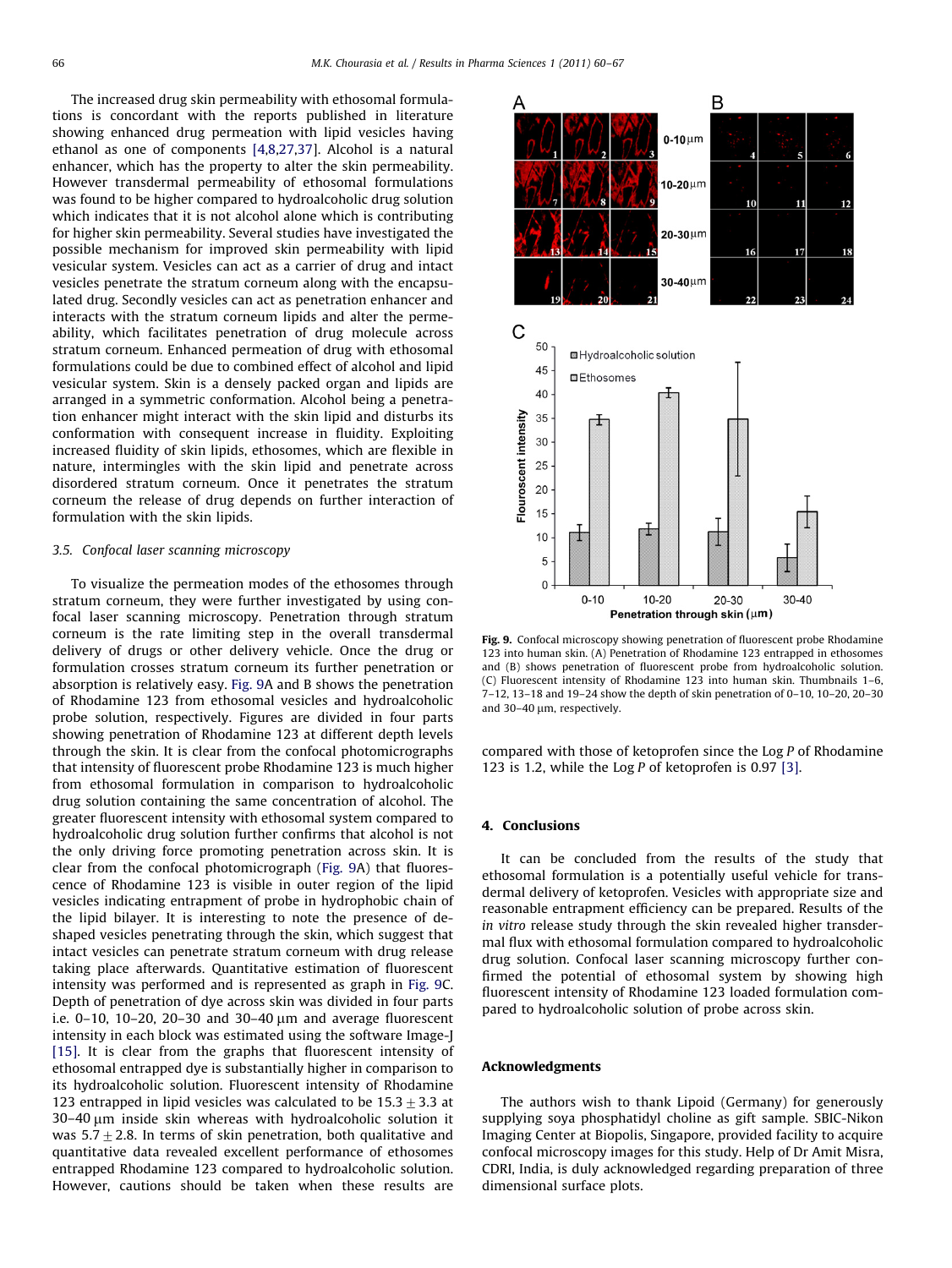The increased drug skin permeability with ethosomal formulations is concordant with the reports published in literature showing enhanced drug permeation with lipid vesicles having ethanol as one of components [4,8,27,37]. Alcohol is a natural enhancer, which has the property to alter the skin permeability. However transdermal permeability of ethosomal formulations was found to be higher compared to hydroalcoholic drug solution which indicates that it is not alcohol alone which is contributing for higher skin permeability. Several studies have investigated the possible mechanism for improved skin permeability with lipid vesicular system. Vesicles can act as a carrier of drug and intact vesicles penetrate the stratum corneum along with the encapsulated drug. Secondly vesicles can act as penetration enhancer and interacts with the stratum corneum lipids and alter the permeability, which facilitates penetration of drug molecule across stratum corneum. Enhanced permeation of drug with ethosomal formulations could be due to combined effect of alcohol and lipid vesicular system. Skin is a densely packed organ and lipids are arranged in a symmetric conformation. Alcohol being a penetration enhancer might interact with the skin lipid and disturbs its conformation with consequent increase in fluidity. Exploiting increased fluidity of skin lipids, ethosomes, which are flexible in nature, intermingles with the skin lipid and penetrate across disordered stratum corneum. Once it penetrates the stratum corneum the release of drug depends on further interaction of formulation with the skin lipids.

### 3.5. Confocal laser scanning microscopy

To visualize the permeation modes of the ethosomes through stratum corneum, they were further investigated by using confocal laser scanning microscopy. Penetration through stratum corneum is the rate limiting step in the overall transdermal delivery of drugs or other delivery vehicle. Once the drug or formulation crosses stratum corneum its further penetration or absorption is relatively easy. Fig. 9A and B shows the penetration of Rhodamine 123 from ethosomal vesicles and hydroalcoholic probe solution, respectively. Figures are divided in four parts showing penetration of Rhodamine 123 at different depth levels through the skin. It is clear from the confocal photomicrographs that intensity of fluorescent probe Rhodamine 123 is much higher from ethosomal formulation in comparison to hydroalcoholic drug solution containing the same concentration of alcohol. The greater fluorescent intensity with ethosomal system compared to hydroalcoholic drug solution further confirms that alcohol is not the only driving force promoting penetration across skin. It is clear from the confocal photomicrograph (Fig. 9A) that fluorescence of Rhodamine 123 is visible in outer region of the lipid vesicles indicating entrapment of probe in hydrophobic chain of the lipid bilayer. It is interesting to note the presence of deshaped vesicles penetrating through the skin, which suggest that intact vesicles can penetrate stratum corneum with drug release taking place afterwards. Quantitative estimation of fluorescent intensity was performed and is represented as graph in Fig. 9C. Depth of penetration of dye across skin was divided in four parts i.e. 0–10, 10–20, 20–30 and 30–40 μm and average fluorescent intensity in each block was estimated using the software Image-J [15]. It is clear from the graphs that fluorescent intensity of ethosomal entrapped dye is substantially higher in comparison to its hydroalcoholic solution. Fluorescent intensity of Rhodamine 123 entrapped in lipid vesicles was calculated to be $15.3 \pm 3.3$ at 30–40 μm inside skin whereas with hydroalcoholic solution it was $5.7 \pm 2.8$. In terms of skin penetration, both qualitative and quantitative data revealed excellent performance of ethosomes entrapped Rhodamine 123 compared to hydroalcoholic solution. However, cautions should be taken when these results are compared with those of ketoprofen since the Log $P$ of Rhodamine 123 is 1.2, while the Log $P$ of ketoprofen is 0.97 [3].

Fig. 9. Confocal microscopy showing penetration of fluorescent probe Rhodamine 123 into human skin. (A) Penetration of Rhodamine 123 entrapped in ethosomes and (B) shows penetration of fluorescent probe from hydroalcoholic solution. (C) Fluorescent intensity of Rhodamine 123 into human skin. Thumbnails 1–6, 7–12, 13–18 and 19–24 show the depth of skin penetration of 0–10, 10–20, 20–30 and 30–40 μm, respectively.

## 4. Conclusions

It can be concluded from the results of the study that ethosomal formulation is a potentially useful vehicle for transdermal delivery of ketoprofen. Vesicles with appropriate size and reasonable entrapment efficiency can be prepared. Results of the *in vitro* release study through the skin revealed higher transdermal flux with ethosomal formulation compared to hydroalcoholic drug solution. Confocal laser scanning microscopy further confirmed the potential of ethosomal system by showing high fluorescent intensity of Rhodamine 123 loaded formulation compared to hydroalcoholic solution of probe across skin.

## Acknowledgments

The authors wish to thank Lipoid (Germany) for generously supplying soya phosphatidyl choline as gift sample. SBIC-Nikon Imaging Center at Biopolis, Singapore, provided facility to acquire confocal microscopy images for this study. Help of Dr Amit Misra, CDRI, India, is duly acknowledged regarding preparation of three dimensional surface plots.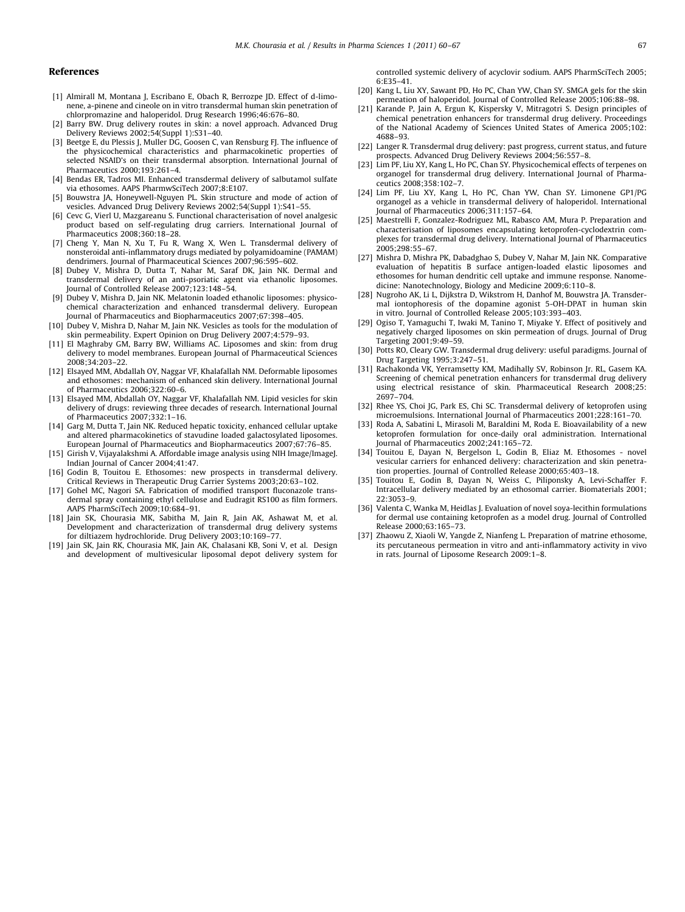## References

[1] Almirall M, Montana J, Escribano E, Obach R, Berrozpe JD. Effect of d-limonene, a-pinene and cineole on in vitro transdermal human skin penetration of chlorpromazine and haloperidol. Drug Research 1996;46:676–80.

[2] Barry BW. Drug delivery routes in skin: a novel approach. Advanced Drug Delivery Reviews 2002;54(Suppl 1):S31–40.

[3] Beetge E, du Plessis J, Muller DG, Goosen C, van Rensburg FJ. The influence of the physicochemical characteristics and pharmacokinetic properties of selected NSAID's on their transdermal absorption. International Journal of Pharmaceutics 2000;193:261–4.

[4] Bendas ER, Tadros MI. Enhanced transdermal delivery of salbutamol sulfate via ethosomes. AAPS PharmwSciTech 2007;8:E107.

[5] Bouwstra JA, Honeywell-Nguyen PL. Skin structure and mode of action of vesicles. Advanced Drug Delivery Reviews 2002;54(Suppl 1):S41–55.

[6] Cevc G, Vierl U, Mazgareanu S. Functional characterisation of novel analgesic product based on self-regulating drug carriers. International Journal of Pharmaceutics 2008;360:18–28.

[7] Cheng Y, Man N, Xu T, Fu R, Wang X, Wen L. Transdermal delivery of nonsteroidal anti-inflammatory drugs mediated by polyamidoamine (PAMAM) dendrimers. Journal of Pharmaceutical Sciences 2007;96:595–602.

[8] Dubey V, Mishra D, Dutta T, Nahar M, Saraf DK, Jain NK. Dermal and transdermal delivery of an anti-psoriatic agent via ethanolic liposomes. Journal of Controlled Release 2007;123:148–54.

[9] Dubey V, Mishra D, Jain NK. Melatonin loaded ethanolic liposomes: physicochemical characterization and enhanced transdermal delivery. European Journal of Pharmaceutics and Biopharmaceutics 2007;67:398–405.

[10] Dubey V, Mishra D, Nahar M, Jain NK. Vesicles as tools for the modulation of skin permeability. Expert Opinion on Drug Delivery 2007;4:579–93.

[11] El Maghraby GM, Barry BW, Williams AC. Liposomes and skin: from drug delivery to model membranes. European Journal of Pharmaceutical Sciences 2008;34:203–22.

[12] Elsayed MM, Abdallah OY, Naggar VF, Khalafallah NM. Deformable liposomes and ethosomes: mechanism of enhanced skin delivery. International Journal of Pharmaceutics 2006;322:60–6.

[13] Elsayed MM, Abdallah OY, Naggar VF, Khalafallah NM. Lipid vesicles for skin delivery of drugs: reviewing three decades of research. International Journal of Pharmaceutics 2007;332:1–16.

[14] Garg M, Dutta T, Jain NK. Reduced hepatic toxicity, enhanced cellular uptake and altered pharmacokinetics of stavudine loaded galactosylated liposomes. European Journal of Pharmaceutics and Biopharmaceutics 2007;67:76–85.

[15] Girish V, Vijayalakshmi A. Affordable image analysis using NIH Image/ImageJ. Indian Journal of Cancer 2004;41:47.

[16] Godin B, Touitou E. Ethosomes: new prospects in transdermal delivery. Critical Reviews in Therapeutic Drug Carrier Systems 2003;20:63–102.

[17] Gohel MC, Nagori SA. Fabrication of modified transport fluconazole transdermal spray containing ethyl cellulose and Eudragit RS100 as film formers. AAPS PharmSciTech 2009;10:684–91.

[18] Jain SK, Chourasia MK, Sabitha M, Jain R, Jain AK, Ashawat M, et al. Development and characterization of transdermal drug delivery systems for diltiazem hydrochloride. Drug Delivery 2003;10:169–77.

[19] Jain SK, Jain RK, Chourasia MK, Jain AK, Chalasani KB, Soni V, et al. Design and development of multivesicular liposomal depot delivery system for controlled systemic delivery of acyclovir sodium. AAPS PharmSciTech 2005; 6:E35–41.

[20] Kang L, Liu XY, Sawant PD, Ho PC, Chan YW, Chan SY. SMGA gels for the skin permeation of haloperidol. Journal of Controlled Release 2005;106:88–98.

[21] Karande P, Jain A, Ergun K, Kispersky V, Mitragotri S. Design principles of chemical penetration enhancers for transdermal drug delivery. Proceedings of the National Academy of Sciences United States of America 2005;102: 4688–93.

[22] Langer R. Transdermal drug delivery: past progress, current status, and future prospects. Advanced Drug Delivery Reviews 2004;56:557–8.

[23] Lim PF, Liu XY, Kang L, Ho PC, Chan SY. Physicochemical effects of terpenes on organogel for transdermal drug delivery. International Journal of Pharmaceutics 2008;358:102–7.

[24] Lim PF, Liu XY, Kang L, Ho PC, Chan YW, Chan SY. Limonene GP1/PG organogel as a vehicle in transdermal delivery of haloperidol. International Journal of Pharmaceutics 2006;311:157–64.

[25] Maestrelli F, Gonzalez-Rodriguez ML, Rabasco AM, Mura P. Preparation and characterisation of liposomes encapsulating ketoprofen-cyclodextrin complexes for transdermal drug delivery. International Journal of Pharmaceutics 2005;298:55–67.

[27] Mishra D, Mishra PK, Dabadghao S, Dubey V, Nahar M, Jain NK. Comparative evaluation of hepatitis B surface antigen-loaded elastic liposomes and ethosomes for human dendritic cell uptake and immune response. Nanomedicine: Nanotechnology, Biology and Medicine 2009;6:110–8.

[28] Nugroho AK, Li L, Dijkstra D, Wikstrom H, Danhof M, Bouwstra JA. Transdermal iontophoresis of the dopamine agonist 5-OH-DPAT in human skin in vitro. Journal of Controlled Release 2005;103:393–403.

[29] Ogiso T, Yamaguchi T, Iwaki M, Tanino T, Miyake Y. Effect of positively and negatively charged liposomes on skin permeation of drugs. Journal of Drug Targeting 2001;9:49–59.

[30] Potts RO, Cleary GW. Transdermal drug delivery: useful paradigms. Journal of Drug Targeting 1995;3:247–51.

[31] Rachakonda VK, Yerramsetty KM, Madihally SV, Robinson Jr. RL, Gasem KA. Screening of chemical penetration enhancers for transdermal drug delivery using electrical resistance of skin. Pharmaceutical Research 2008;25: 2697–704.

[32] Rhee YS, Choi JG, Park ES, Chi SC. Transdermal delivery of ketoprofen using microemulsions. International Journal of Pharmaceutics 2001;228:161–70.

[33] Roda A, Sabatini L, Mirasoli M, Baraldini M, Roda E. Bioavailability of a new ketoprofen formulation for once-daily oral administration. International Journal of Pharmaceutics 2002;241:165–72.

[34] Touitou E, Dayan N, Bergelson L, Godin B, Eliaz M. Ethosomes - novel vesicular carriers for enhanced delivery: characterization and skin penetration properties. Journal of Controlled Release 2000;65:403–18.

[35] Touitou E, Godin B, Dayan N, Weiss C, Piliponsky A, Levi-Schaffer F. Intracellular delivery mediated by an ethosomal carrier. Biomaterials 2001; 22:3053–9.

[36] Valenta C, Wanka M, Heidlas J. Evaluation of novel soya-lecithin formulations for dermal use containing ketoprofen as a model drug. Journal of Controlled Release 2000;63:165–73.

[37] Zhaowu Z, Xiaoli W, Yangde Z, Nianfeng L. Preparation of matrine ethosome, its percutaneous permeation in vitro and anti-inflammatory activity in vivo in rats. Journal of Liposome Research 2009:1–8.